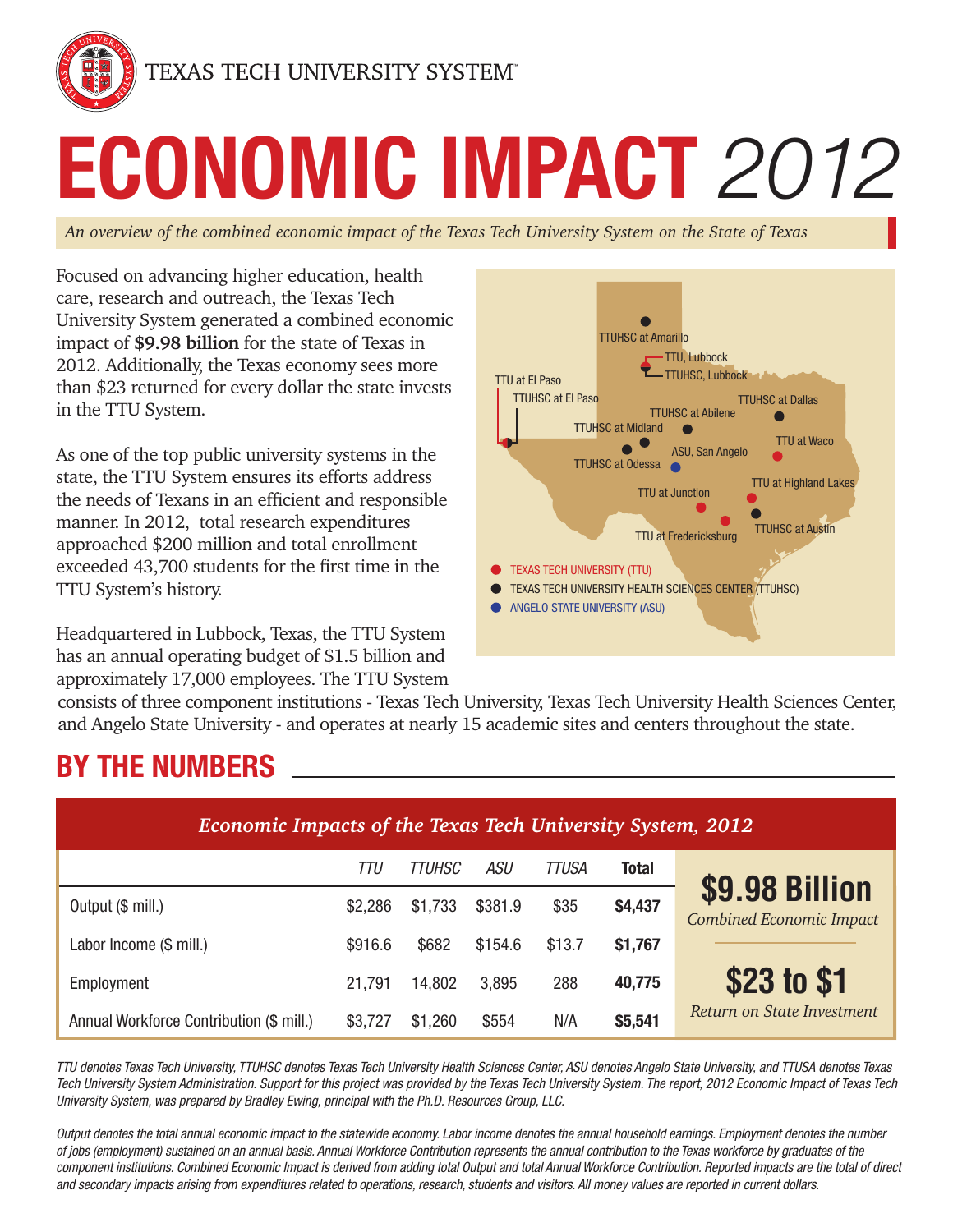TEXAS TECH UNIVERSITY SYSTEM™

# ECONOMIC IMPACT *2012*

*An overview of the combined economic impact of the Texas Tech University System on the State of Texas*

Focused on advancing higher education, health care, research and outreach, the Texas Tech University System generated a combined economic impact of **$9.98 billion** for the state of Texas in 2012. Additionally, the Texas economy sees more than $23 returned for every dollar the state invests in the TTU System.

As one of the top public university systems in the state, the TTU System ensures its efforts address the needs of Texans in an efficient and responsible manner. In 2012, total research expenditures approached $200 million and total enrollment exceeded 43,700 students for the first time in the TTU System's history.

Headquartered in Lubbock, Texas, the TTU System has an annual operating budget of $1.5 billion and approximately 17,000 employees. The TTU System consists of three component institutions - Texas Tech University, Texas Tech University Health Sciences Center, and Angelo State University - and operates at nearly 15 academic sites and centers throughout the state.

TTUHSC at Amarillo
TTU, Lubbock
TTUHSC, Lubbock
TTU at El Paso
TTUHSC at El Paso
TTUHSC at Dallas
TTUHSC at Abilene
TTUHSC at Midland
TTU at Waco
ASU, San Angelo
TTUHSC at Odessa
TTU at Highland Lakes
TTU at Junction
TTUHSC at Austin
TTU at Fredericksburg

- TEXAS TECH UNIVERSITY (TTU)
- TEXAS TECH UNIVERSITY HEALTH SCIENCES CENTER (TTUHSC)
- ANGELO STATE UNIVERSITY (ASU)

## BY THE NUMBERS

*Economic Impacts of the Texas Tech University System, 2012*

| | *TTU* | *TTUHSC* | *ASU* | *TTUSA* | **Total** |
|---|---|---|---|---|---|
| Output ($ mill.) | $2,286 | $1,733 | $381.9 | $35 | **$4,437** |
| Labor Income ($ mill.) | $916.6 | $682 | $154.6 | $13.7 | **$1,767** |
| Employment | 21,791 | 14,802 | 3,895 | 288 | **40,775** |
| Annual Workforce Contribution ($ mill.) | $3,727 | $1,260 | $554 | N/A | **$5,541** |

**$9.98 Billion**
*Combined Economic Impact*

**$23 to $1**
*Return on State Investment*

*TTU denotes Texas Tech University, TTUHSC denotes Texas Tech University Health Sciences Center, ASU denotes Angelo State University, and TTUSA denotes Texas Tech University System Administration. Support for this project was provided by the Texas Tech University System. The report, 2012 Economic Impact of Texas Tech University System, was prepared by Bradley Ewing, principal with the Ph.D. Resources Group, LLC.*

*Output denotes the total annual economic impact to the statewide economy. Labor income denotes the annual household earnings. Employment denotes the number of jobs (employment) sustained on an annual basis. Annual Workforce Contribution represents the annual contribution to the Texas workforce by graduates of the component institutions. Combined Economic Impact is derived from adding total Output and total Annual Workforce Contribution. Reported impacts are the total of direct and secondary impacts arising from expenditures related to operations, research, students and visitors. All money values are reported in current dollars.*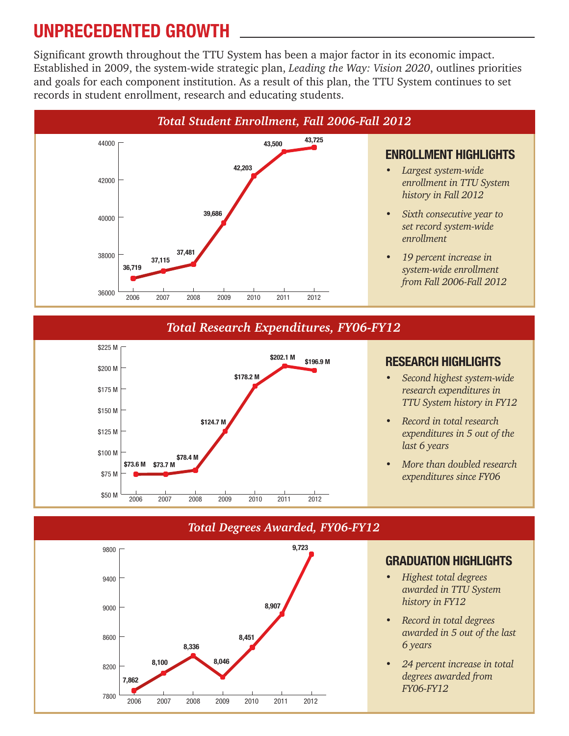# UNPRECEDENTED GROWTH

Significant growth throughout the TTU System has been a major factor in its economic impact. Established in 2009, the system-wide strategic plan, *Leading the Way: Vision 2020*, outlines priorities and goals for each component institution. As a result of this plan, the TTU System continues to set records in student enrollment, research and educating students.

## *Total Student Enrollment, Fall 2006-Fall 2012*

44000
42000
40000
38000
36000

2006 2007 2008 2009 2010 2011 2012

36,719
37,115
37,481
39,686
42,203
43,500
43,725

### ENROLLMENT HIGHLIGHTS

- *Largest system-wide enrollment in TTU System history in Fall 2012*
- *Sixth consecutive year to set record system-wide enrollment*
- *19 percent increase in system-wide enrollment from Fall 2006-Fall 2012*

## *Total Research Expenditures, FY06-FY12*

$225 M
$200 M
$175 M
$150 M
$125 M
$100 M
$75 M
$50 M

2006 2007 2008 2009 2010 2011 2012

$73.6 M
$73.7 M
$78.4 M
$124.7 M
$178.2 M
$202.1 M
$196.9 M

### RESEARCH HIGHLIGHTS

- *Second highest system-wide research expenditures in TTU System history in FY12*
- *Record in total research expenditures in 5 out of the last 6 years*
- *More than doubled research expenditures since FY06*

## *Total Degrees Awarded, FY06-FY12*

9800
9400
9000
8600
8200
7800

2006 2007 2008 2009 2010 2011 2012

7,862
8,100
8,336
8,046
8,451
8,907
9,723

### GRADUATION HIGHLIGHTS

- *Highest total degrees awarded in TTU System history in FY12*
- *Record in total degrees awarded in 5 out of the last 6 years*
- *24 percent increase in total degrees awarded from FY06-FY12*